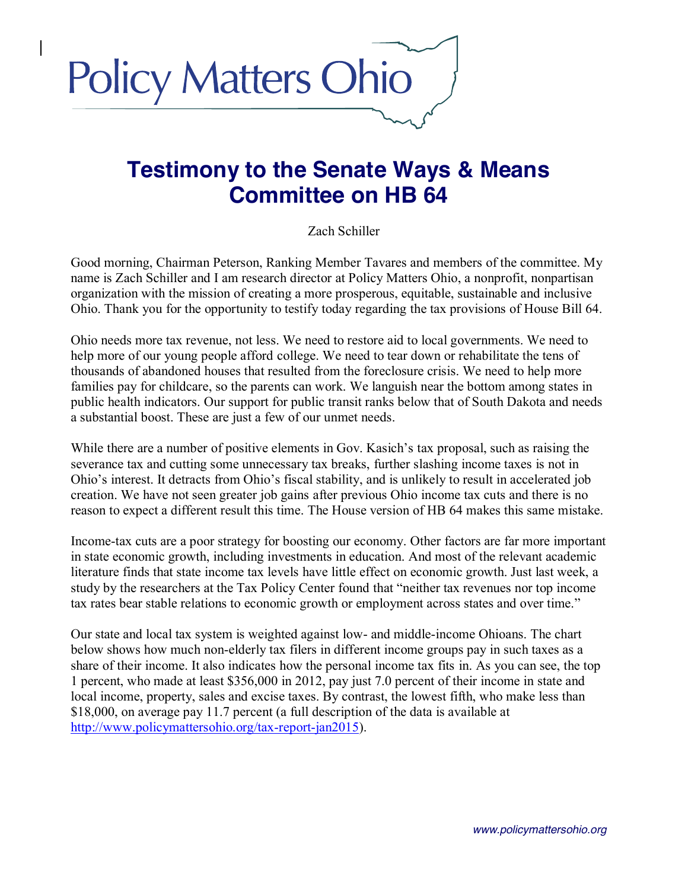Policy Matters Ohio

# Testimony to the Senate Ways & Means Committee on HB 64

Zach Schiller

Good morning, Chairman Peterson, Ranking Member Tavares and members of the committee. My name is Zach Schiller and I am research director at Policy Matters Ohio, a nonprofit, nonpartisan organization with the mission of creating a more prosperous, equitable, sustainable and inclusive Ohio. Thank you for the opportunity to testify today regarding the tax provisions of House Bill 64.

Ohio needs more tax revenue, not less. We need to restore aid to local governments. We need to help more of our young people afford college. We need to tear down or rehabilitate the tens of thousands of abandoned houses that resulted from the foreclosure crisis. We need to help more families pay for childcare, so the parents can work. We languish near the bottom among states in public health indicators. Our support for public transit ranks below that of South Dakota and needs a substantial boost. These are just a few of our unmet needs.

While there are a number of positive elements in Gov. Kasich's tax proposal, such as raising the severance tax and cutting some unnecessary tax breaks, further slashing income taxes is not in Ohio's interest. It detracts from Ohio's fiscal stability, and is unlikely to result in accelerated job creation. We have not seen greater job gains after previous Ohio income tax cuts and there is no reason to expect a different result this time. The House version of HB 64 makes this same mistake.

Income-tax cuts are a poor strategy for boosting our economy. Other factors are far more important in state economic growth, including investments in education. And most of the relevant academic literature finds that state income tax levels have little effect on economic growth. Just last week, a study by the researchers at the Tax Policy Center found that "neither tax revenues nor top income tax rates bear stable relations to economic growth or employment across states and over time."

Our state and local tax system is weighted against low- and middle-income Ohioans. The chart below shows how much non-elderly tax filers in different income groups pay in such taxes as a share of their income. It also indicates how the personal income tax fits in. As you can see, the top 1 percent, who made at least $356,000 in 2012, pay just 7.0 percent of their income in state and local income, property, sales and excise taxes. By contrast, the lowest fifth, who make less than $18,000, on average pay 11.7 percent (a full description of the data is available at http://www.policymattersohio.org/tax-report-jan2015).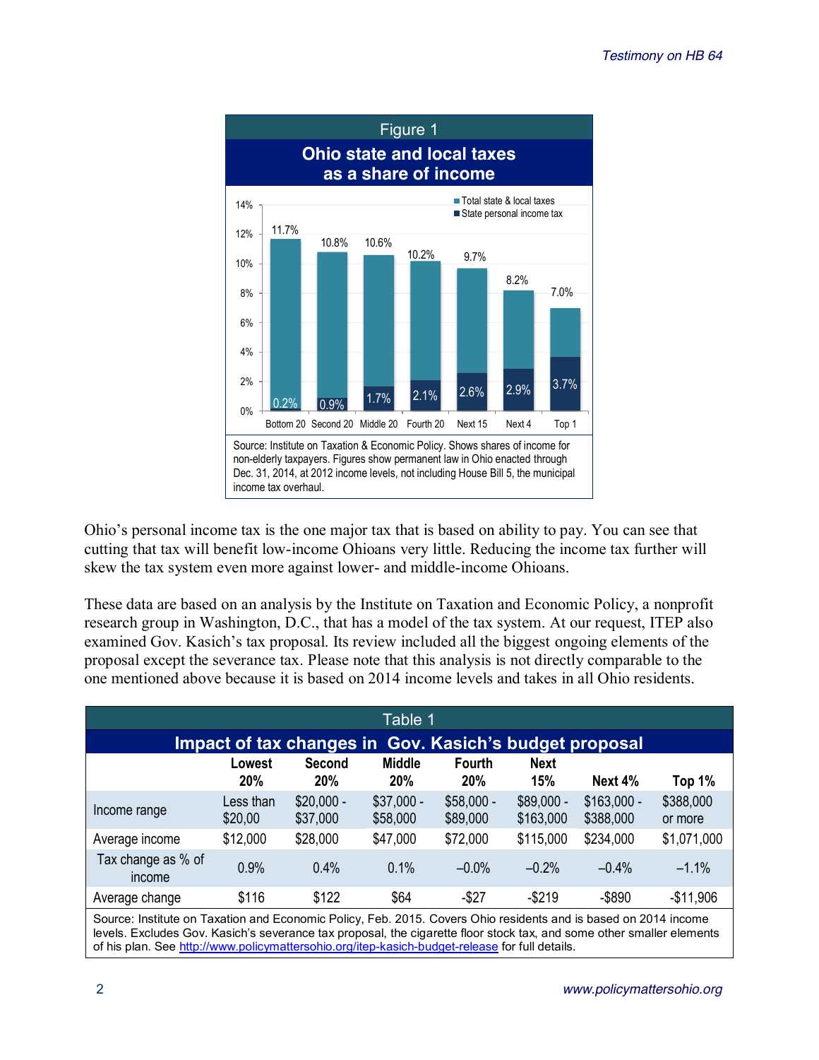## Figure 1

### Ohio state and local taxes as a share of income

| | Bottom 20 | Second 20 | Middle 20 | Fourth 20 | Next 15 | Next 4 | Top 1 |
|---|---|---|---|---|---|---|---|
| Total state & local taxes | 11.7% | 10.8% | 10.6% | 10.2% | 9.7% | 8.2% | 7.0% |
| State personal income tax | 0.2% | 0.9% | 1.7% | 2.1% | 2.6% | 2.9% | 3.7% |

Source: Institute on Taxation & Economic Policy. Shows shares of income for non-elderly taxpayers. Figures show permanent law in Ohio enacted through Dec. 31, 2014, at 2012 income levels, not including House Bill 5, the municipal income tax overhaul.

Ohio's personal income tax is the one major tax that is based on ability to pay. You can see that cutting that tax will benefit low-income Ohioans very little. Reducing the income tax further will skew the tax system even more against lower- and middle-income Ohioans.

These data are based on an analysis by the Institute on Taxation and Economic Policy, a nonprofit research group in Washington, D.C., that has a model of the tax system. At our request, ITEP also examined Gov. Kasich's tax proposal. Its review included all the biggest ongoing elements of the proposal except the severance tax. Please note that this analysis is not directly comparable to the one mentioned above because it is based on 2014 income levels and takes in all Ohio residents.

## Table 1

### Impact of tax changes in Gov. Kasich's budget proposal

| | Lowest 20% | Second 20% | Middle 20% | Fourth 20% | Next 15% | Next 4% | Top 1% |
|---|---|---|---|---|---|---|---|
| Income range | Less than $20,00 | $20,000 - $37,000 | $37,000 - $58,000 | $58,000 - $89,000 | $89,000 - $163,000 | $163,000 - $388,000 | $388,000 or more |
| Average income | $12,000 | $28,000 | $47,000 | $72,000 | $115,000 | $234,000 | $1,071,000 |
| Tax change as % of income | 0.9% | 0.4% | 0.1% | –0.0% | –0.2% | –0.4% | –1.1% |
| Average change | $116 | $122 | $64 | -$27 | -$219 | -$890 | -$11,906 |

Source: Institute on Taxation and Economic Policy, Feb. 2015. Covers Ohio residents and is based on 2014 income levels. Excludes Gov. Kasich's severance tax proposal, the cigarette floor stock tax, and some other smaller elements of his plan. See http://www.policymattersohio.org/itep-kasich-budget-release for full details.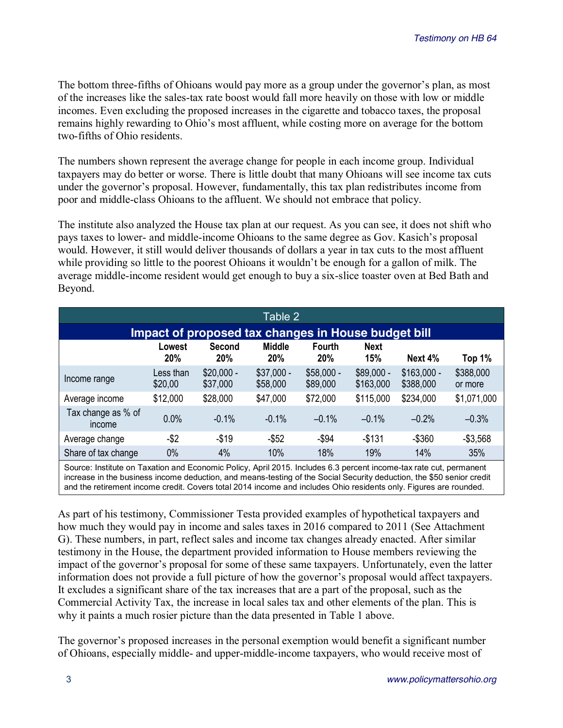The bottom three-fifths of Ohioans would pay more as a group under the governor's plan, as most of the increases like the sales-tax rate boost would fall more heavily on those with low or middle incomes. Even excluding the proposed increases in the cigarette and tobacco taxes, the proposal remains highly rewarding to Ohio's most affluent, while costing more on average for the bottom two-fifths of Ohio residents.

The numbers shown represent the average change for people in each income group. Individual taxpayers may do better or worse. There is little doubt that many Ohioans will see income tax cuts under the governor's proposal. However, fundamentally, this tax plan redistributes income from poor and middle-class Ohioans to the affluent. We should not embrace that policy.

The institute also analyzed the House tax plan at our request. As you can see, it does not shift who pays taxes to lower- and middle-income Ohioans to the same degree as Gov. Kasich's proposal would. However, it still would deliver thousands of dollars a year in tax cuts to the most affluent while providing so little to the poorest Ohioans it wouldn't be enough for a gallon of milk. The average middle-income resident would get enough to buy a six-slice toaster oven at Bed Bath and Beyond.

**Table 2**

**Impact of proposed tax changes in House budget bill**

| | Lowest 20% | Second 20% | Middle 20% | Fourth 20% | Next 15% | Next 4% | Top 1% |
|---|---|---|---|---|---|---|---|
| Income range | Less than $20,00 | $20,000 - $37,000 | $37,000 - $58,000 | $58,000 - $89,000 | $89,000 - $163,000 | $163,000 - $388,000 | $388,000 or more |
| Average income | $12,000 | $28,000 | $47,000 | $72,000 | $115,000 | $234,000 | $1,071,000 |
| Tax change as % of income | 0.0% | -0.1% | -0.1% | –0.1% | –0.1% | –0.2% | –0.3% |
| Average change | -$2 | -$19 | -$52 | -$94 | -$131 | -$360 | -$3,568 |
| Share of tax change | 0% | 4% | 10% | 18% | 19% | 14% | 35% |

Source: Institute on Taxation and Economic Policy, April 2015. Includes 6.3 percent income-tax rate cut, permanent increase in the business income deduction, and means-testing of the Social Security deduction, the $50 senior credit and the retirement income credit. Covers total 2014 income and includes Ohio residents only. Figures are rounded.

As part of his testimony, Commissioner Testa provided examples of hypothetical taxpayers and how much they would pay in income and sales taxes in 2016 compared to 2011 (See Attachment G). These numbers, in part, reflect sales and income tax changes already enacted. After similar testimony in the House, the department provided information to House members reviewing the impact of the governor's proposal for some of these same taxpayers. Unfortunately, even the latter information does not provide a full picture of how the governor's proposal would affect taxpayers. It excludes a significant share of the tax increases that are a part of the proposal, such as the Commercial Activity Tax, the increase in local sales tax and other elements of the plan. This is why it paints a much rosier picture than the data presented in Table 1 above.

The governor's proposed increases in the personal exemption would benefit a significant number of Ohioans, especially middle- and upper-middle-income taxpayers, who would receive most of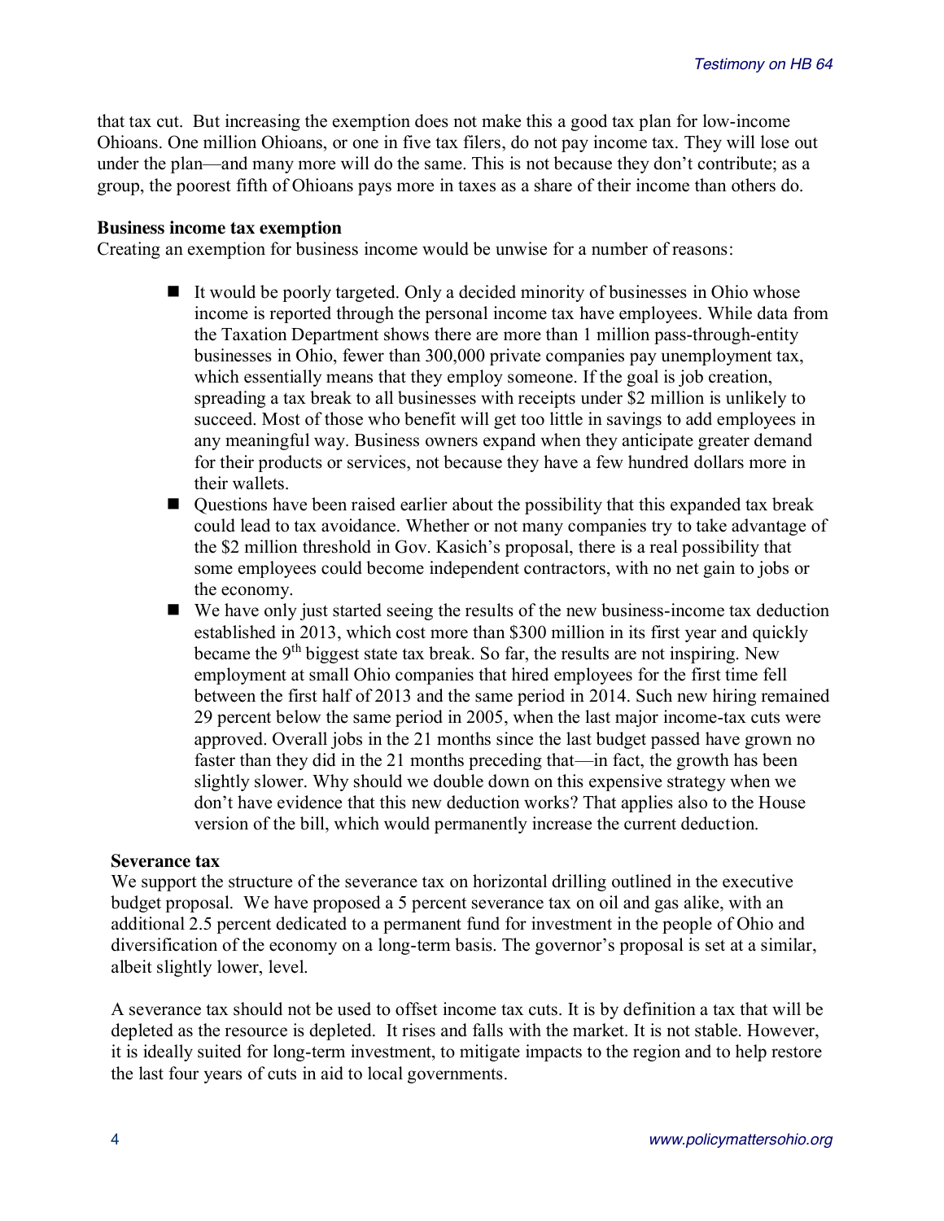that tax cut. But increasing the exemption does not make this a good tax plan for low-income Ohioans. One million Ohioans, or one in five tax filers, do not pay income tax. They will lose out under the plan—and many more will do the same. This is not because they don't contribute; as a group, the poorest fifth of Ohioans pays more in taxes as a share of their income than others do.

**Business income tax exemption**

Creating an exemption for business income would be unwise for a number of reasons:

- It would be poorly targeted. Only a decided minority of businesses in Ohio whose income is reported through the personal income tax have employees. While data from the Taxation Department shows there are more than 1 million pass-through-entity businesses in Ohio, fewer than 300,000 private companies pay unemployment tax, which essentially means that they employ someone. If the goal is job creation, spreading a tax break to all businesses with receipts under $2 million is unlikely to succeed. Most of those who benefit will get too little in savings to add employees in any meaningful way. Business owners expand when they anticipate greater demand for their products or services, not because they have a few hundred dollars more in their wallets.
- Questions have been raised earlier about the possibility that this expanded tax break could lead to tax avoidance. Whether or not many companies try to take advantage of the $2 million threshold in Gov. Kasich's proposal, there is a real possibility that some employees could become independent contractors, with no net gain to jobs or the economy.
- We have only just started seeing the results of the new business-income tax deduction established in 2013, which cost more than $300 million in its first year and quickly became the 9th biggest state tax break. So far, the results are not inspiring. New employment at small Ohio companies that hired employees for the first time fell between the first half of 2013 and the same period in 2014. Such new hiring remained 29 percent below the same period in 2005, when the last major income-tax cuts were approved. Overall jobs in the 21 months since the last budget passed have grown no faster than they did in the 21 months preceding that—in fact, the growth has been slightly slower. Why should we double down on this expensive strategy when we don't have evidence that this new deduction works? That applies also to the House version of the bill, which would permanently increase the current deduction.

**Severance tax**

We support the structure of the severance tax on horizontal drilling outlined in the executive budget proposal. We have proposed a 5 percent severance tax on oil and gas alike, with an additional 2.5 percent dedicated to a permanent fund for investment in the people of Ohio and diversification of the economy on a long-term basis. The governor's proposal is set at a similar, albeit slightly lower, level.

A severance tax should not be used to offset income tax cuts. It is by definition a tax that will be depleted as the resource is depleted. It rises and falls with the market. It is not stable. However, it is ideally suited for long-term investment, to mitigate impacts to the region and to help restore the last four years of cuts in aid to local governments.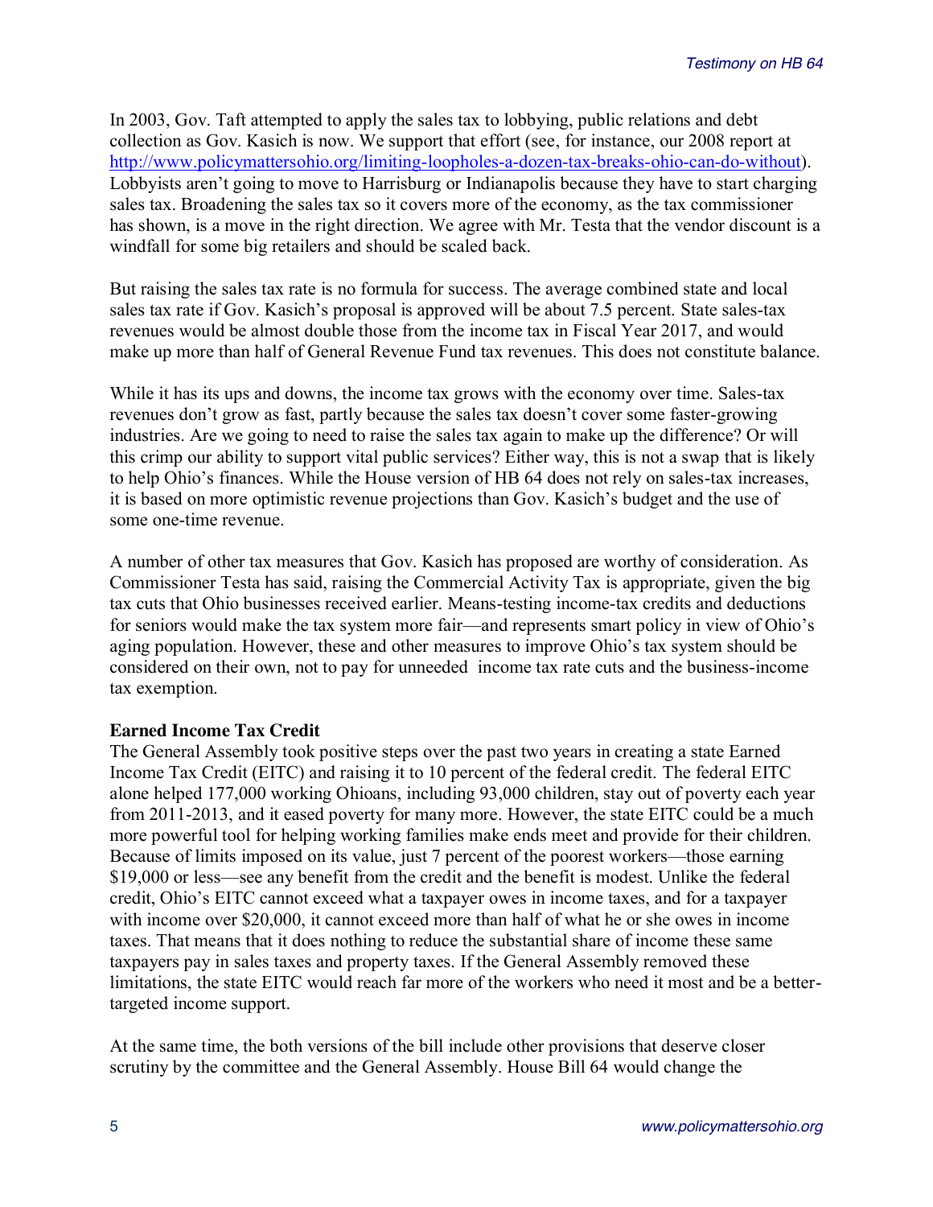In 2003, Gov. Taft attempted to apply the sales tax to lobbying, public relations and debt collection as Gov. Kasich is now. We support that effort (see, for instance, our 2008 report at http://www.policymattersohio.org/limiting-loopholes-a-dozen-tax-breaks-ohio-can-do-without). Lobbyists aren't going to move to Harrisburg or Indianapolis because they have to start charging sales tax. Broadening the sales tax so it covers more of the economy, as the tax commissioner has shown, is a move in the right direction. We agree with Mr. Testa that the vendor discount is a windfall for some big retailers and should be scaled back.

But raising the sales tax rate is no formula for success. The average combined state and local sales tax rate if Gov. Kasich's proposal is approved will be about 7.5 percent. State sales-tax revenues would be almost double those from the income tax in Fiscal Year 2017, and would make up more than half of General Revenue Fund tax revenues. This does not constitute balance.

While it has its ups and downs, the income tax grows with the economy over time. Sales-tax revenues don't grow as fast, partly because the sales tax doesn't cover some faster-growing industries. Are we going to need to raise the sales tax again to make up the difference? Or will this crimp our ability to support vital public services? Either way, this is not a swap that is likely to help Ohio's finances. While the House version of HB 64 does not rely on sales-tax increases, it is based on more optimistic revenue projections than Gov. Kasich's budget and the use of some one-time revenue.

A number of other tax measures that Gov. Kasich has proposed are worthy of consideration. As Commissioner Testa has said, raising the Commercial Activity Tax is appropriate, given the big tax cuts that Ohio businesses received earlier. Means-testing income-tax credits and deductions for seniors would make the tax system more fair—and represents smart policy in view of Ohio's aging population. However, these and other measures to improve Ohio's tax system should be considered on their own, not to pay for unneeded income tax rate cuts and the business-income tax exemption.

**Earned Income Tax Credit**

The General Assembly took positive steps over the past two years in creating a state Earned Income Tax Credit (EITC) and raising it to 10 percent of the federal credit. The federal EITC alone helped 177,000 working Ohioans, including 93,000 children, stay out of poverty each year from 2011-2013, and it eased poverty for many more. However, the state EITC could be a much more powerful tool for helping working families make ends meet and provide for their children. Because of limits imposed on its value, just 7 percent of the poorest workers—those earning $19,000 or less—see any benefit from the credit and the benefit is modest. Unlike the federal credit, Ohio's EITC cannot exceed what a taxpayer owes in income taxes, and for a taxpayer with income over $20,000, it cannot exceed more than half of what he or she owes in income taxes. That means that it does nothing to reduce the substantial share of income these same taxpayers pay in sales taxes and property taxes. If the General Assembly removed these limitations, the state EITC would reach far more of the workers who need it most and be a better-targeted income support.

At the same time, the both versions of the bill include other provisions that deserve closer scrutiny by the committee and the General Assembly. House Bill 64 would change the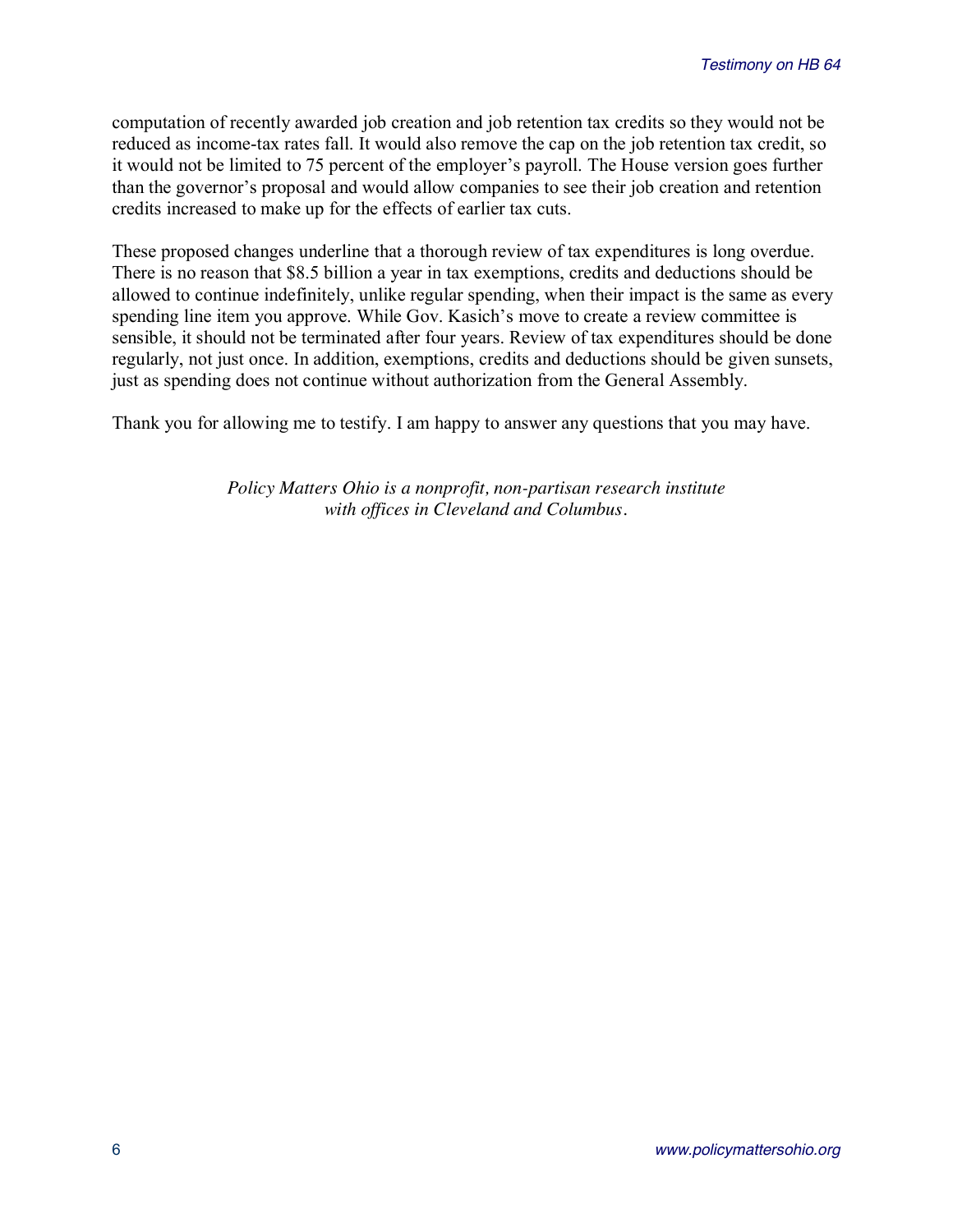computation of recently awarded job creation and job retention tax credits so they would not be reduced as income-tax rates fall. It would also remove the cap on the job retention tax credit, so it would not be limited to 75 percent of the employer's payroll. The House version goes further than the governor's proposal and would allow companies to see their job creation and retention credits increased to make up for the effects of earlier tax cuts.

These proposed changes underline that a thorough review of tax expenditures is long overdue. There is no reason that $8.5 billion a year in tax exemptions, credits and deductions should be allowed to continue indefinitely, unlike regular spending, when their impact is the same as every spending line item you approve. While Gov. Kasich's move to create a review committee is sensible, it should not be terminated after four years. Review of tax expenditures should be done regularly, not just once. In addition, exemptions, credits and deductions should be given sunsets, just as spending does not continue without authorization from the General Assembly.

Thank you for allowing me to testify. I am happy to answer any questions that you may have.

*Policy Matters Ohio is a nonprofit, non-partisan research institute with offices in Cleveland and Columbus.*